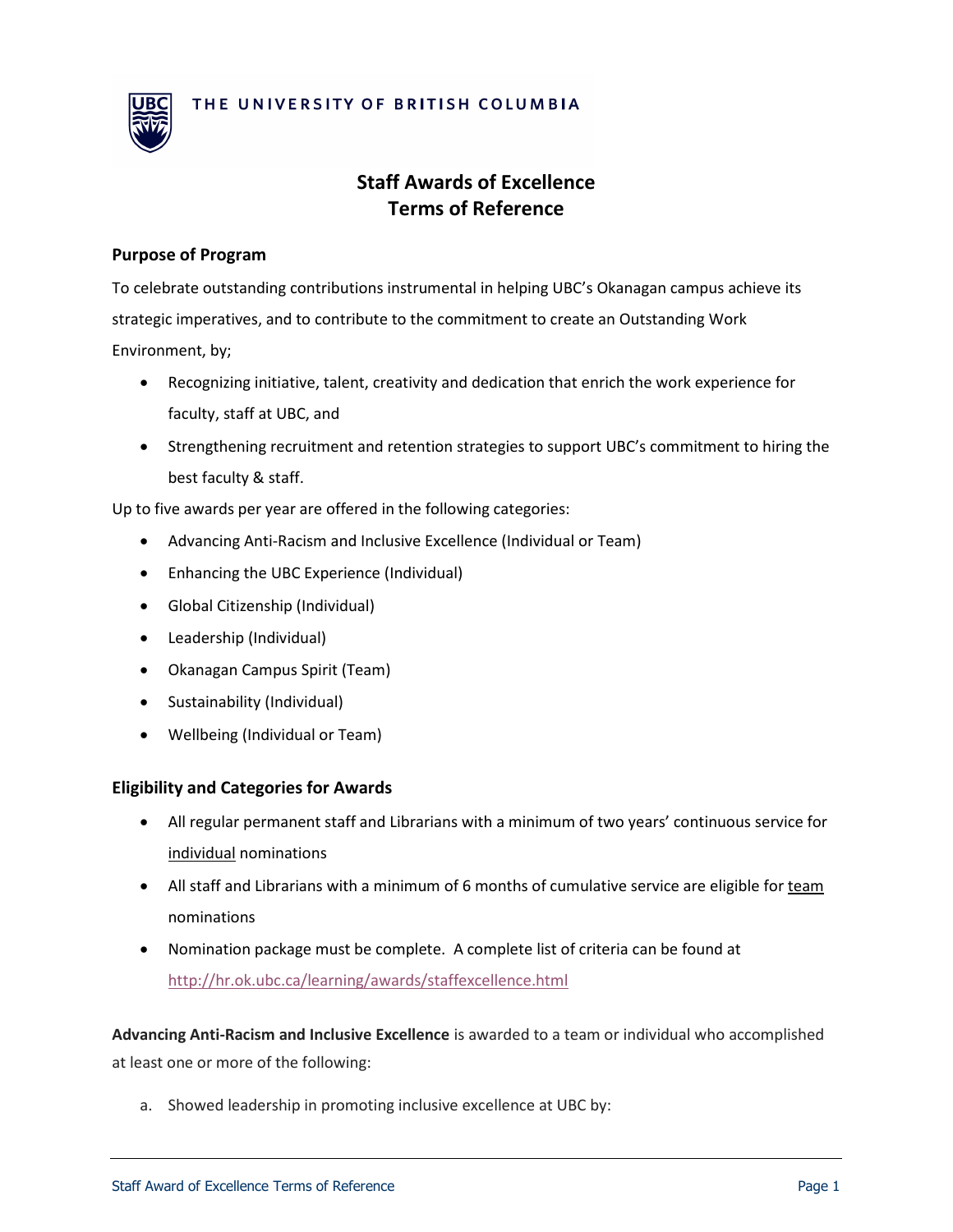THE UNIVERSITY OF BRITISH COLUMBIA

# Staff Awards of Excellence
# Terms of Reference

## Purpose of Program

To celebrate outstanding contributions instrumental in helping UBC's Okanagan campus achieve its strategic imperatives, and to contribute to the commitment to create an Outstanding Work Environment, by;

- Recognizing initiative, talent, creativity and dedication that enrich the work experience for faculty, staff at UBC, and
- Strengthening recruitment and retention strategies to support UBC's commitment to hiring the best faculty & staff.

Up to five awards per year are offered in the following categories:

- Advancing Anti-Racism and Inclusive Excellence (Individual or Team)
- Enhancing the UBC Experience (Individual)
- Global Citizenship (Individual)
- Leadership (Individual)
- Okanagan Campus Spirit (Team)
- Sustainability (Individual)
- Wellbeing (Individual or Team)

## Eligibility and Categories for Awards

- All regular permanent staff and Librarians with a minimum of two years' continuous service for <u>individual</u> nominations
- All staff and Librarians with a minimum of 6 months of cumulative service are eligible for <u>team</u> nominations
- Nomination package must be complete. A complete list of criteria can be found at http://hr.ok.ubc.ca/learning/awards/staffexcellence.html

**Advancing Anti-Racism and Inclusive Excellence** is awarded to a team or individual who accomplished at least one or more of the following:

a. Showed leadership in promoting inclusive excellence at UBC by: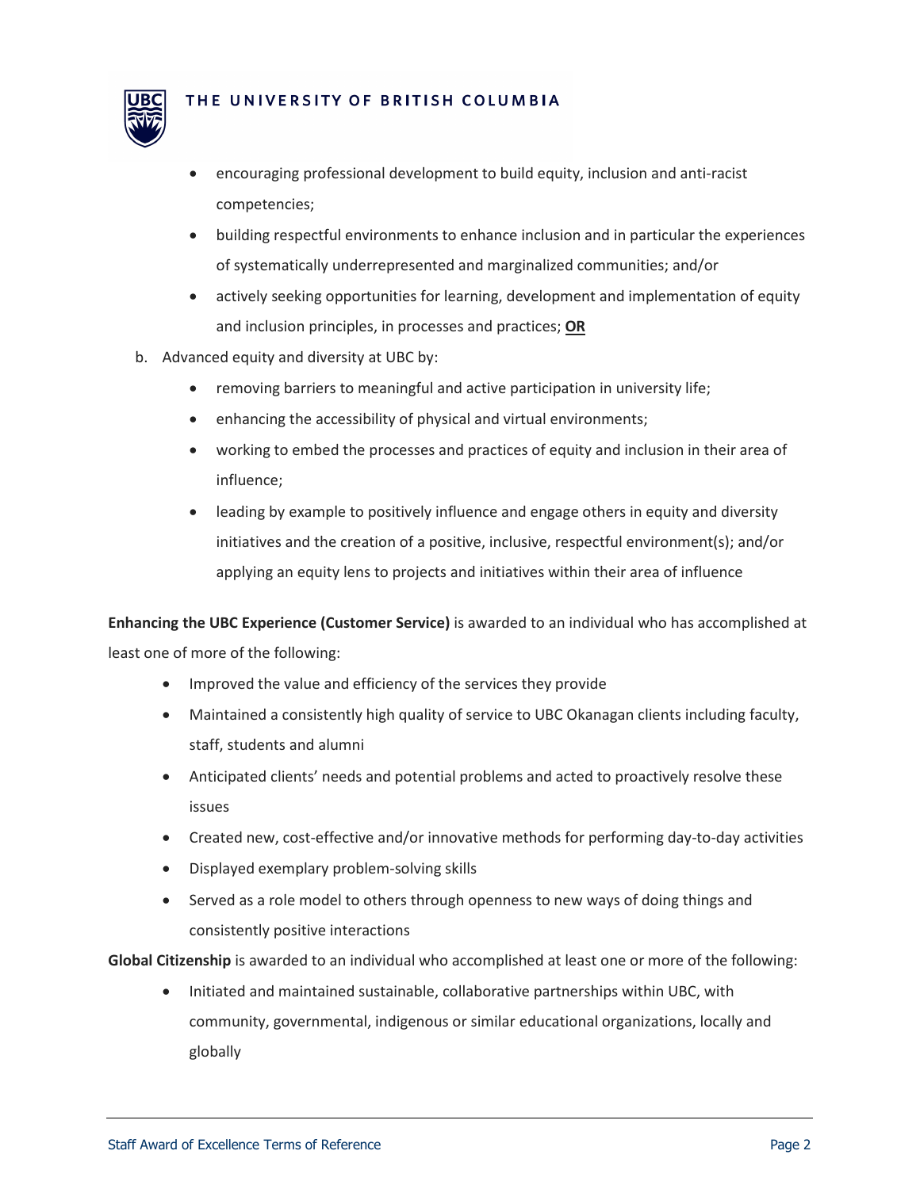- encouraging professional development to build equity, inclusion and anti-racist competencies;
- building respectful environments to enhance inclusion and in particular the experiences of systematically underrepresented and marginalized communities; and/or
- actively seeking opportunities for learning, development and implementation of equity and inclusion principles, in processes and practices; **OR**

b. Advanced equity and diversity at UBC by:
   - removing barriers to meaningful and active participation in university life;
   - enhancing the accessibility of physical and virtual environments;
   - working to embed the processes and practices of equity and inclusion in their area of influence;
   - leading by example to positively influence and engage others in equity and diversity initiatives and the creation of a positive, inclusive, respectful environment(s); and/or applying an equity lens to projects and initiatives within their area of influence

**Enhancing the UBC Experience (Customer Service)** is awarded to an individual who has accomplished at least one of more of the following:

- Improved the value and efficiency of the services they provide
- Maintained a consistently high quality of service to UBC Okanagan clients including faculty, staff, students and alumni
- Anticipated clients' needs and potential problems and acted to proactively resolve these issues
- Created new, cost-effective and/or innovative methods for performing day-to-day activities
- Displayed exemplary problem-solving skills
- Served as a role model to others through openness to new ways of doing things and consistently positive interactions

**Global Citizenship** is awarded to an individual who accomplished at least one or more of the following:

- Initiated and maintained sustainable, collaborative partnerships within UBC, with community, governmental, indigenous or similar educational organizations, locally and globally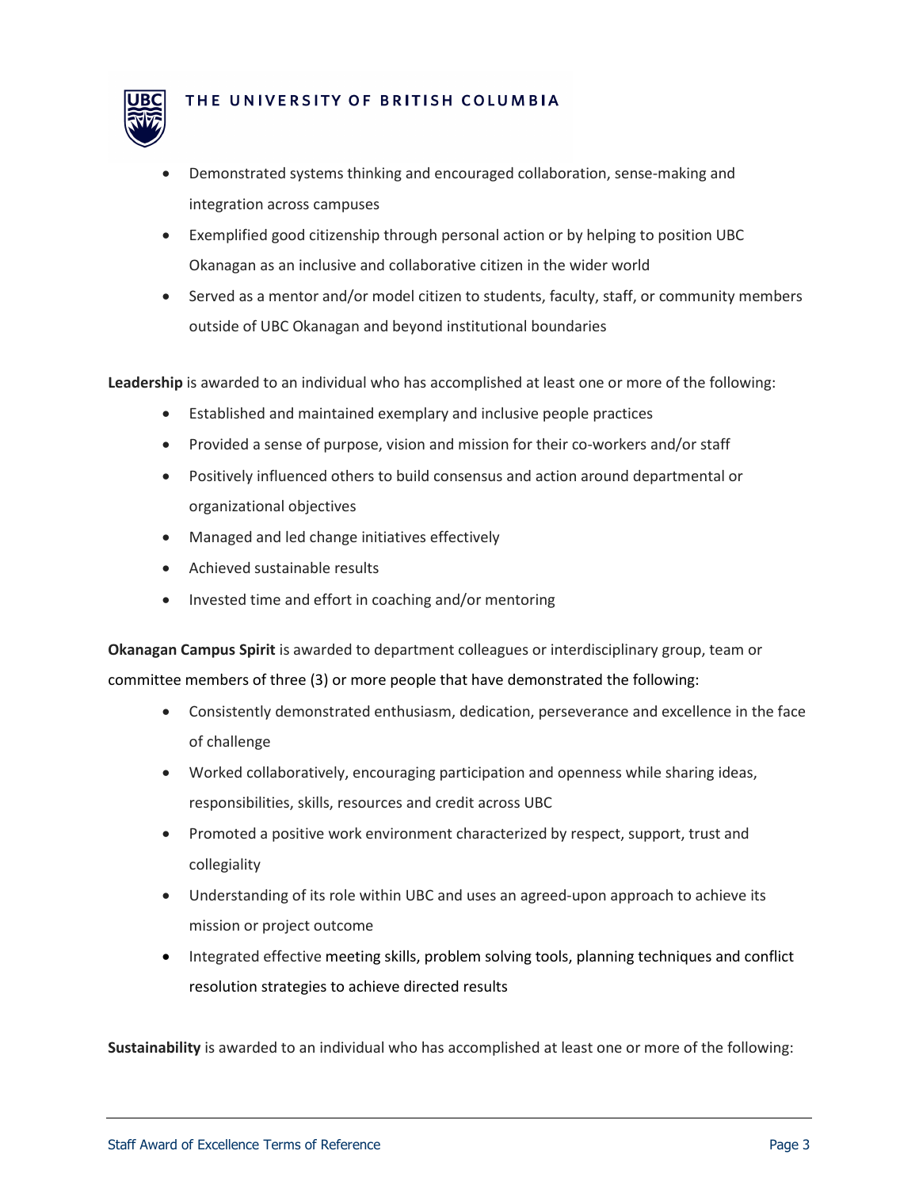- Demonstrated systems thinking and encouraged collaboration, sense-making and integration across campuses
- Exemplified good citizenship through personal action or by helping to position UBC Okanagan as an inclusive and collaborative citizen in the wider world
- Served as a mentor and/or model citizen to students, faculty, staff, or community members outside of UBC Okanagan and beyond institutional boundaries

**Leadership** is awarded to an individual who has accomplished at least one or more of the following:

- Established and maintained exemplary and inclusive people practices
- Provided a sense of purpose, vision and mission for their co-workers and/or staff
- Positively influenced others to build consensus and action around departmental or organizational objectives
- Managed and led change initiatives effectively
- Achieved sustainable results
- Invested time and effort in coaching and/or mentoring

**Okanagan Campus Spirit** is awarded to department colleagues or interdisciplinary group, team or committee members of three (3) or more people that have demonstrated the following:

- Consistently demonstrated enthusiasm, dedication, perseverance and excellence in the face of challenge
- Worked collaboratively, encouraging participation and openness while sharing ideas, responsibilities, skills, resources and credit across UBC
- Promoted a positive work environment characterized by respect, support, trust and collegiality
- Understanding of its role within UBC and uses an agreed-upon approach to achieve its mission or project outcome
- Integrated effective meeting skills, problem solving tools, planning techniques and conflict resolution strategies to achieve directed results

**Sustainability** is awarded to an individual who has accomplished at least one or more of the following: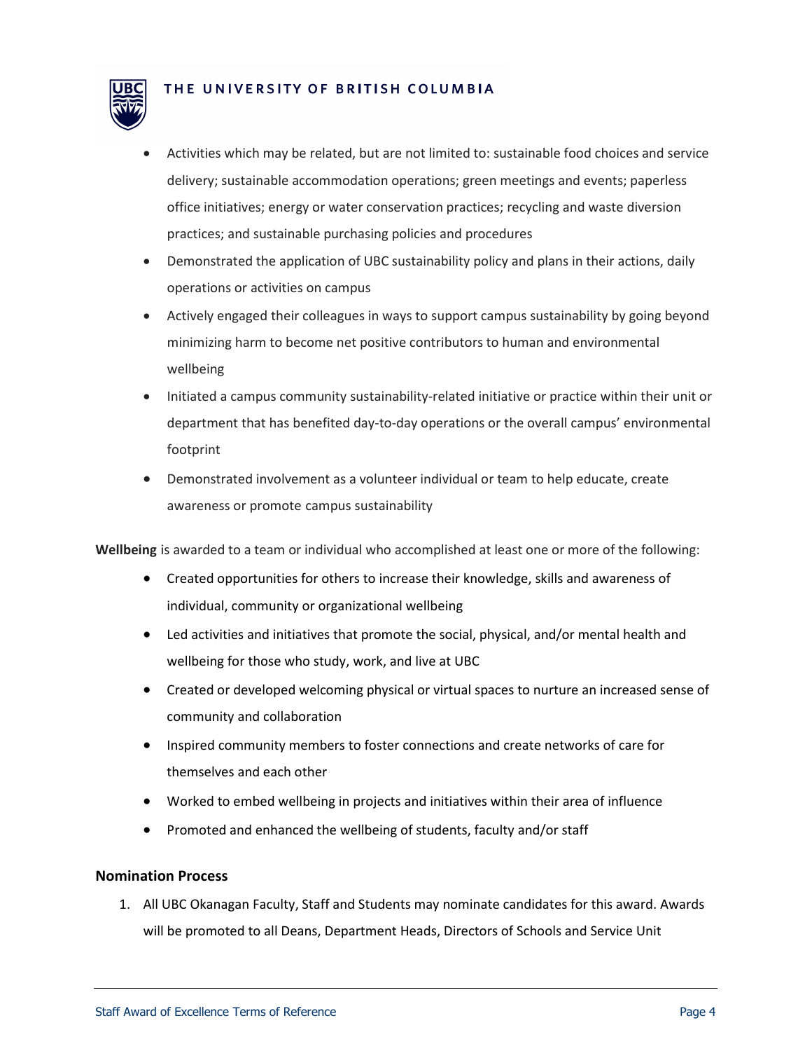- Activities which may be related, but are not limited to: sustainable food choices and service delivery; sustainable accommodation operations; green meetings and events; paperless office initiatives; energy or water conservation practices; recycling and waste diversion practices; and sustainable purchasing policies and procedures
- Demonstrated the application of UBC sustainability policy and plans in their actions, daily operations or activities on campus
- Actively engaged their colleagues in ways to support campus sustainability by going beyond minimizing harm to become net positive contributors to human and environmental wellbeing
- Initiated a campus community sustainability-related initiative or practice within their unit or department that has benefited day-to-day operations or the overall campus' environmental footprint
- Demonstrated involvement as a volunteer individual or team to help educate, create awareness or promote campus sustainability

**Wellbeing** is awarded to a team or individual who accomplished at least one or more of the following:

- Created opportunities for others to increase their knowledge, skills and awareness of individual, community or organizational wellbeing
- Led activities and initiatives that promote the social, physical, and/or mental health and wellbeing for those who study, work, and live at UBC
- Created or developed welcoming physical or virtual spaces to nurture an increased sense of community and collaboration
- Inspired community members to foster connections and create networks of care for themselves and each other
- Worked to embed wellbeing in projects and initiatives within their area of influence
- Promoted and enhanced the wellbeing of students, faculty and/or staff

### Nomination Process

1. All UBC Okanagan Faculty, Staff and Students may nominate candidates for this award. Awards will be promoted to all Deans, Department Heads, Directors of Schools and Service Unit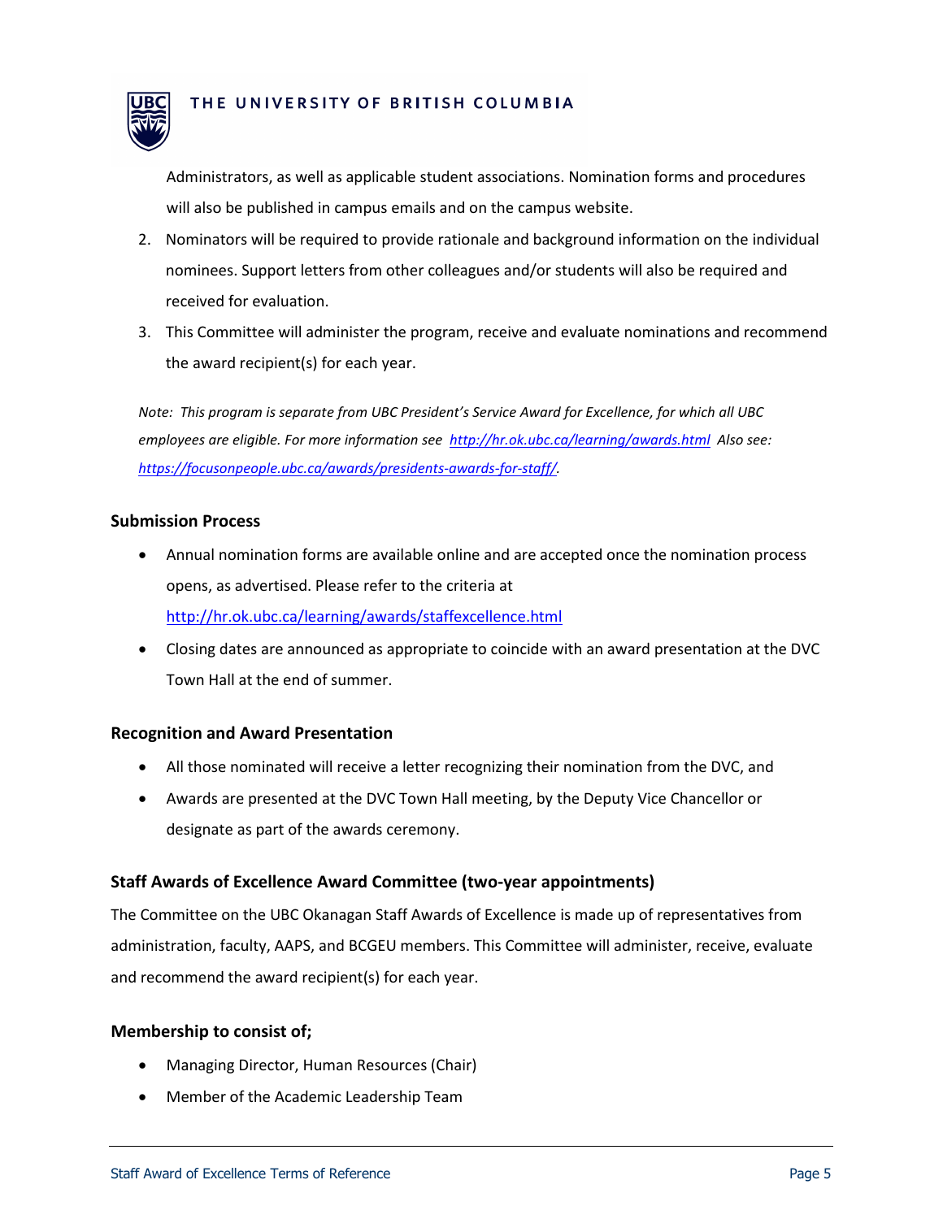Administrators, as well as applicable student associations. Nomination forms and procedures will also be published in campus emails and on the campus website.

2. Nominators will be required to provide rationale and background information on the individual nominees. Support letters from other colleagues and/or students will also be required and received for evaluation.
3. This Committee will administer the program, receive and evaluate nominations and recommend the award recipient(s) for each year.

*Note: This program is separate from UBC President's Service Award for Excellence, for which all UBC employees are eligible. For more information see [http://hr.ok.ubc.ca/learning/awards.html](http://hr.ok.ubc.ca/learning/awards.html) Also see: [https://focusonpeople.ubc.ca/awards/presidents-awards-for-staff/](https://focusonpeople.ubc.ca/awards/presidents-awards-for-staff/).*

### Submission Process

- Annual nomination forms are available online and are accepted once the nomination process opens, as advertised. Please refer to the criteria at [http://hr.ok.ubc.ca/learning/awards/staffexcellence.html](http://hr.ok.ubc.ca/learning/awards/staffexcellence.html)
- Closing dates are announced as appropriate to coincide with an award presentation at the DVC Town Hall at the end of summer.

### Recognition and Award Presentation

- All those nominated will receive a letter recognizing their nomination from the DVC, and
- Awards are presented at the DVC Town Hall meeting, by the Deputy Vice Chancellor or designate as part of the awards ceremony.

### Staff Awards of Excellence Award Committee (two-year appointments)

The Committee on the UBC Okanagan Staff Awards of Excellence is made up of representatives from administration, faculty, AAPS, and BCGEU members. This Committee will administer, receive, evaluate and recommend the award recipient(s) for each year.

### Membership to consist of;

- Managing Director, Human Resources (Chair)
- Member of the Academic Leadership Team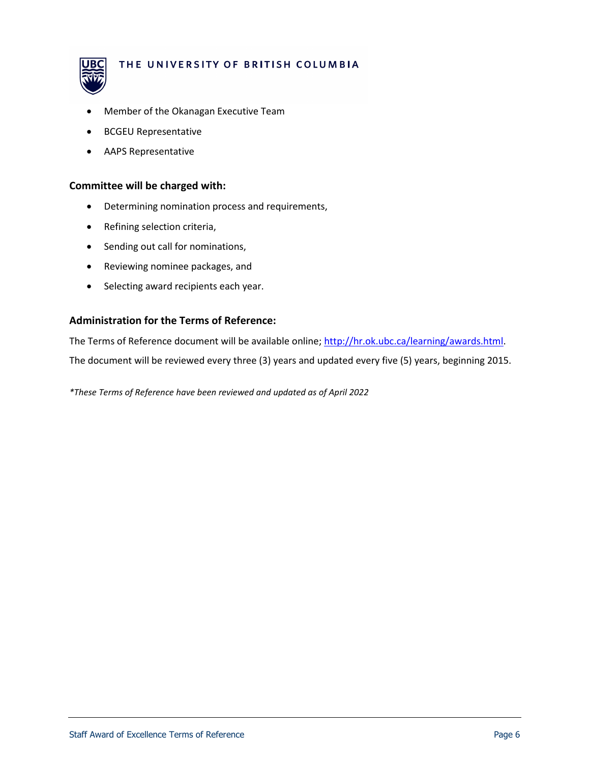- Member of the Okanagan Executive Team
- BCGEU Representative
- AAPS Representative

### Committee will be charged with:

- Determining nomination process and requirements,
- Refining selection criteria,
- Sending out call for nominations,
- Reviewing nominee packages, and
- Selecting award recipients each year.

### Administration for the Terms of Reference:

The Terms of Reference document will be available online; http://hr.ok.ubc.ca/learning/awards.html.

The document will be reviewed every three (3) years and updated every five (5) years, beginning 2015.

*\*These Terms of Reference have been reviewed and updated as of April 2022*